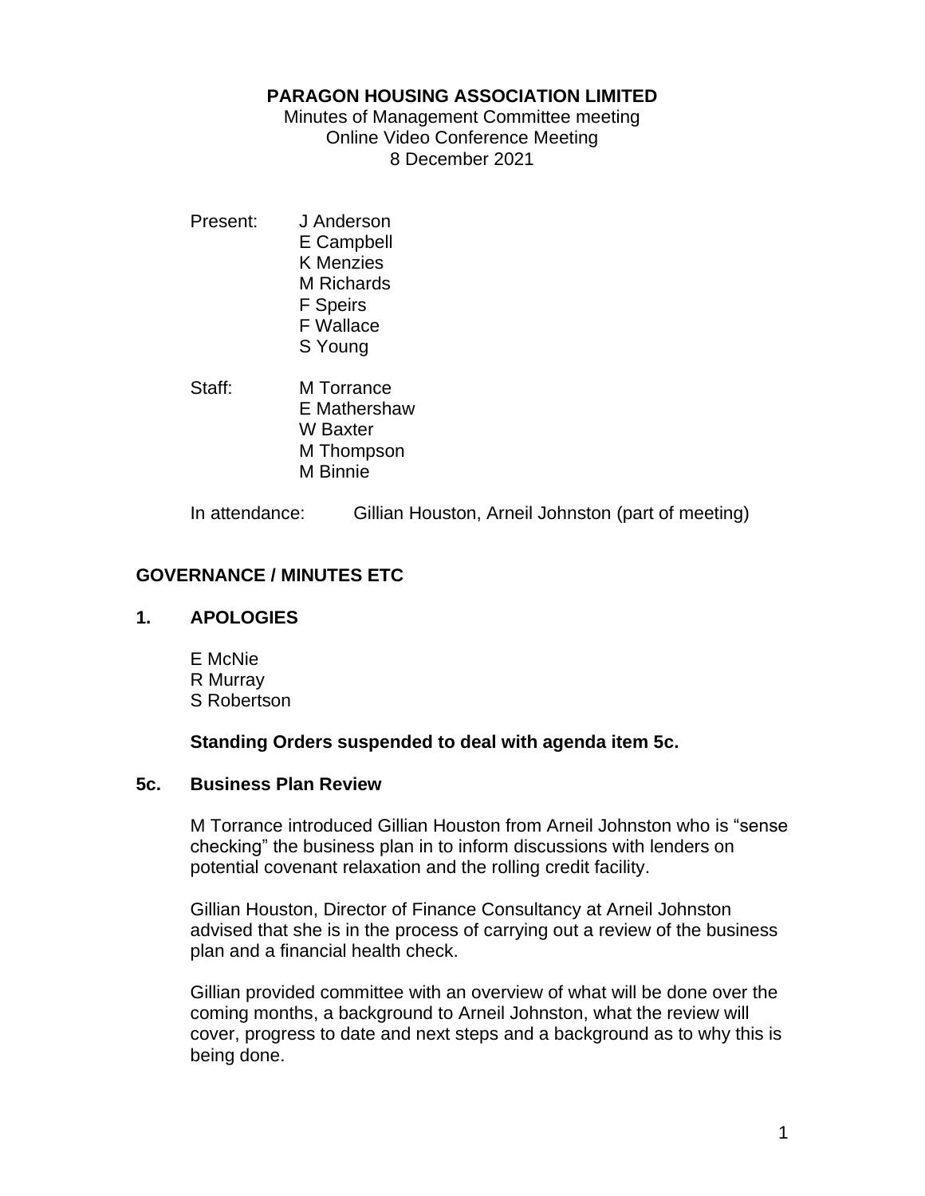**PARAGON HOUSING ASSOCIATION LIMITED**

Minutes of Management Committee meeting
Online Video Conference Meeting
8 December 2021

Present: J Anderson
E Campbell
K Menzies
M Richards
F Speirs
F Wallace
S Young

Staff: M Torrance
E Mathershaw
W Baxter
M Thompson
M Binnie

In attendance: Gillian Houston, Arneil Johnston (part of meeting)

## GOVERNANCE / MINUTES ETC

### 1. APOLOGIES

E McNie
R Murray
S Robertson

**Standing Orders suspended to deal with agenda item 5c.**

### 5c. Business Plan Review

M Torrance introduced Gillian Houston from Arneil Johnston who is "sense checking" the business plan in to inform discussions with lenders on potential covenant relaxation and the rolling credit facility.

Gillian Houston, Director of Finance Consultancy at Arneil Johnston advised that she is in the process of carrying out a review of the business plan and a financial health check.

Gillian provided committee with an overview of what will be done over the coming months, a background to Arneil Johnston, what the review will cover, progress to date and next steps and a background as to why this is being done.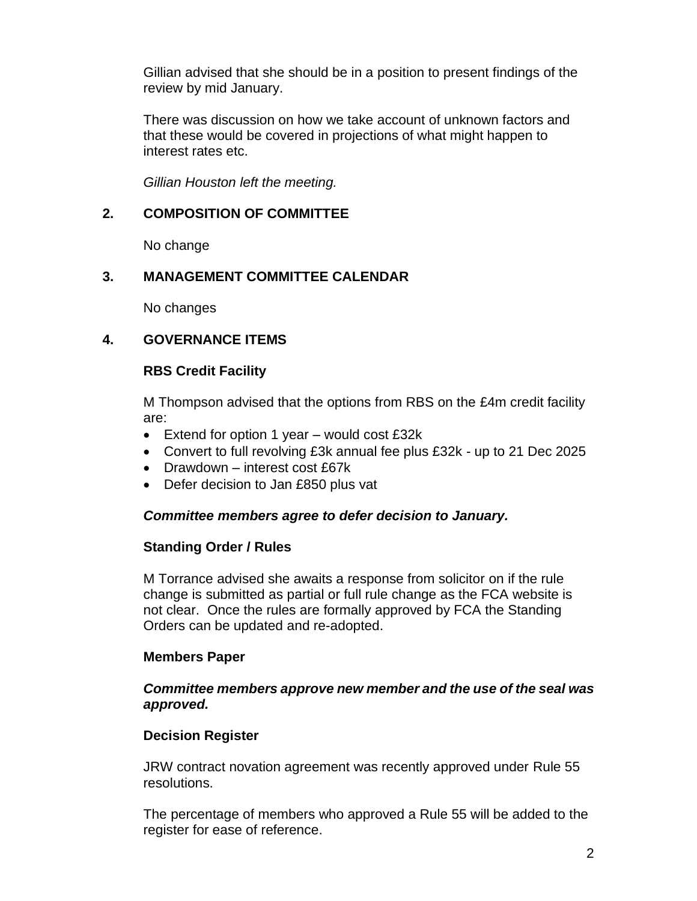Gillian advised that she should be in a position to present findings of the review by mid January.

There was discussion on how we take account of unknown factors and that these would be covered in projections of what might happen to interest rates etc.

*Gillian Houston left the meeting.*

## 2. COMPOSITION OF COMMITTEE

No change

## 3. MANAGEMENT COMMITTEE CALENDAR

No changes

## 4. GOVERNANCE ITEMS

### RBS Credit Facility

M Thompson advised that the options from RBS on the £4m credit facility are:

- Extend for option 1 year – would cost £32k
- Convert to full revolving £3k annual fee plus £32k - up to 21 Dec 2025
- Drawdown – interest cost £67k
- Defer decision to Jan £850 plus vat

***Committee members agree to defer decision to January.***

### Standing Order / Rules

M Torrance advised she awaits a response from solicitor on if the rule change is submitted as partial or full rule change as the FCA website is not clear. Once the rules are formally approved by FCA the Standing Orders can be updated and re-adopted.

### Members Paper

***Committee members approve new member and the use of the seal was approved.***

### Decision Register

JRW contract novation agreement was recently approved under Rule 55 resolutions.

The percentage of members who approved a Rule 55 will be added to the register for ease of reference.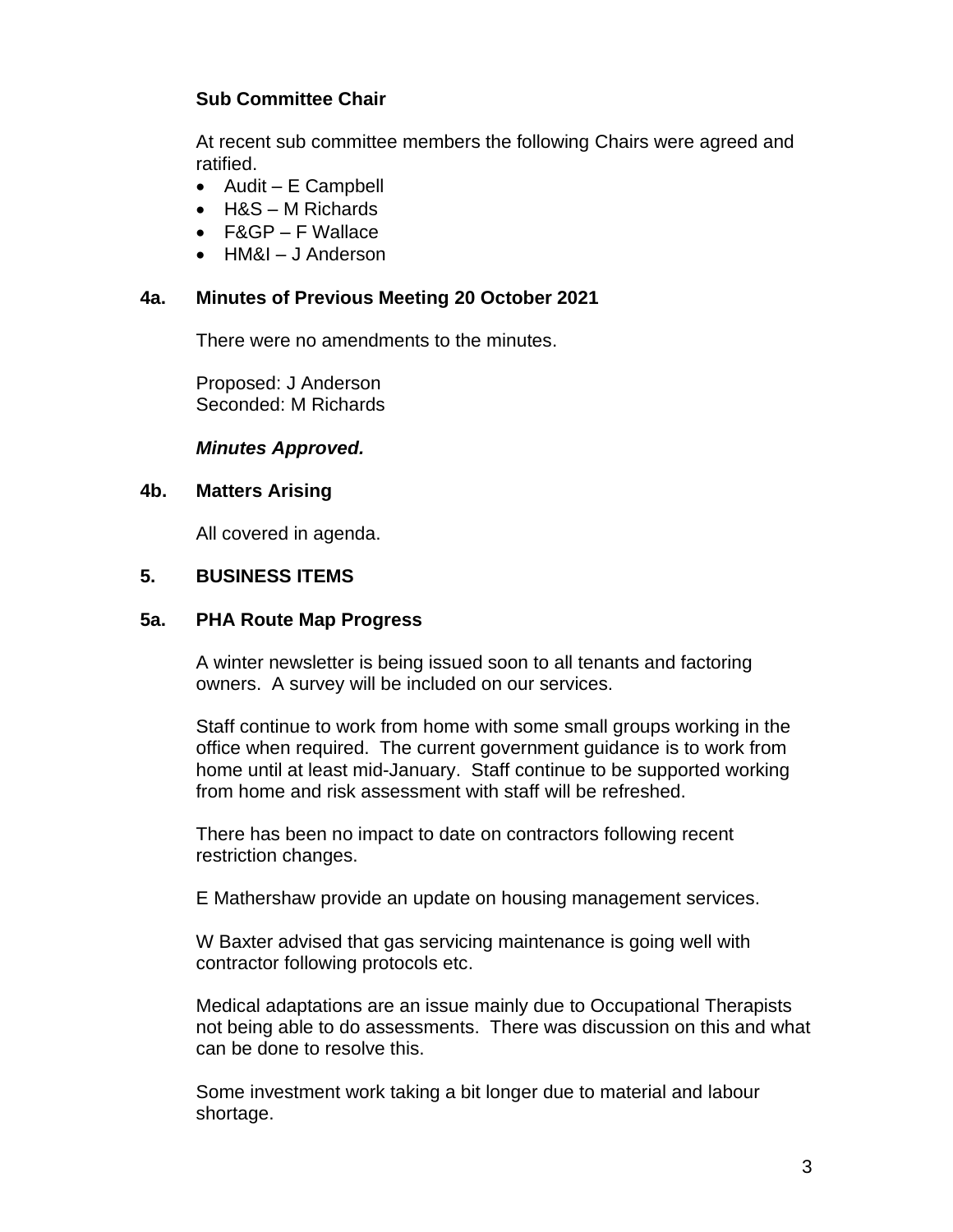**Sub Committee Chair**

At recent sub committee members the following Chairs were agreed and ratified.

- Audit – E Campbell
- H&S – M Richards
- F&GP – F Wallace
- HM&I – J Anderson

## 4a. Minutes of Previous Meeting 20 October 2021

There were no amendments to the minutes.

Proposed: J Anderson
Seconded: M Richards

***Minutes Approved.***

## 4b. Matters Arising

All covered in agenda.

## 5. BUSINESS ITEMS

## 5a. PHA Route Map Progress

A winter newsletter is being issued soon to all tenants and factoring owners. A survey will be included on our services.

Staff continue to work from home with some small groups working in the office when required. The current government guidance is to work from home until at least mid-January. Staff continue to be supported working from home and risk assessment with staff will be refreshed.

There has been no impact to date on contractors following recent restriction changes.

E Mathershaw provide an update on housing management services.

W Baxter advised that gas servicing maintenance is going well with contractor following protocols etc.

Medical adaptations are an issue mainly due to Occupational Therapists not being able to do assessments. There was discussion on this and what can be done to resolve this.

Some investment work taking a bit longer due to material and labour shortage.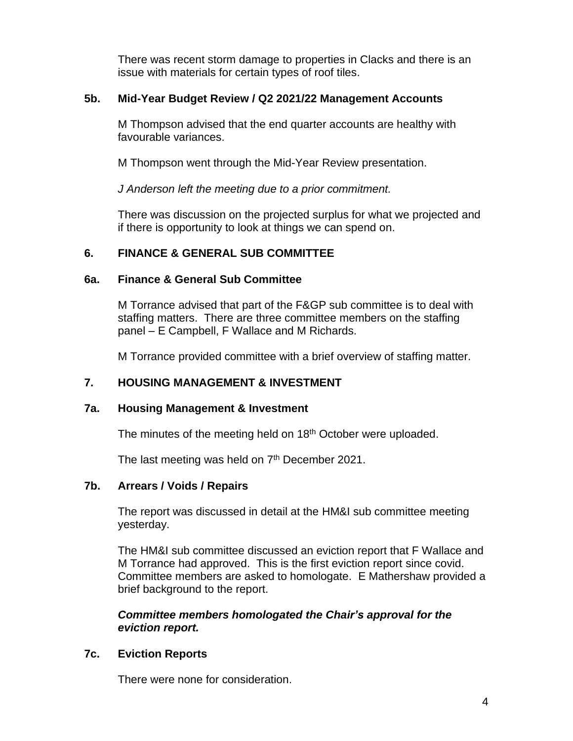There was recent storm damage to properties in Clacks and there is an issue with materials for certain types of roof tiles.

### 5b. Mid-Year Budget Review / Q2 2021/22 Management Accounts

M Thompson advised that the end quarter accounts are healthy with favourable variances.

M Thompson went through the Mid-Year Review presentation.

*J Anderson left the meeting due to a prior commitment.*

There was discussion on the projected surplus for what we projected and if there is opportunity to look at things we can spend on.

## 6. FINANCE & GENERAL SUB COMMITTEE

### 6a. Finance & General Sub Committee

M Torrance advised that part of the F&GP sub committee is to deal with staffing matters. There are three committee members on the staffing panel – E Campbell, F Wallace and M Richards.

M Torrance provided committee with a brief overview of staffing matter.

## 7. HOUSING MANAGEMENT & INVESTMENT

### 7a. Housing Management & Investment

The minutes of the meeting held on 18th October were uploaded.

The last meeting was held on 7th December 2021.

### 7b. Arrears / Voids / Repairs

The report was discussed in detail at the HM&I sub committee meeting yesterday.

The HM&I sub committee discussed an eviction report that F Wallace and M Torrance had approved. This is the first eviction report since covid. Committee members are asked to homologate. E Mathershaw provided a brief background to the report.

***Committee members homologated the Chair's approval for the eviction report.***

### 7c. Eviction Reports

There were none for consideration.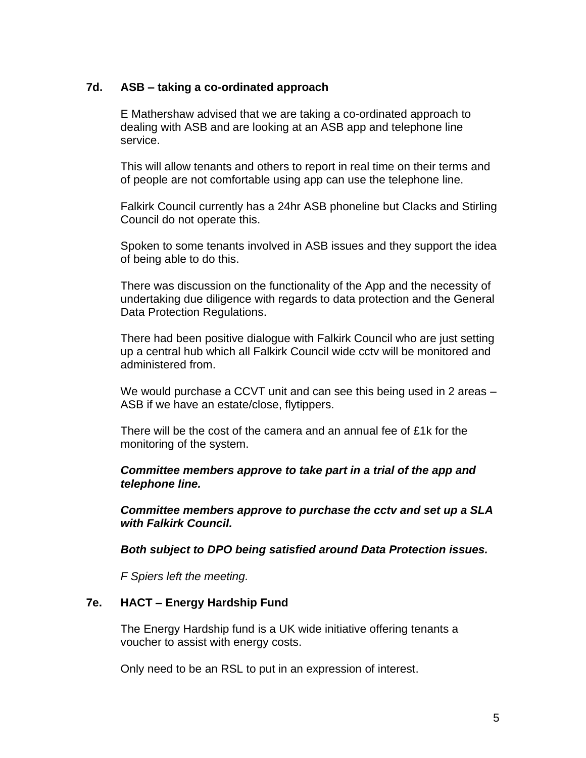### 7d. ASB – taking a co-ordinated approach

E Mathershaw advised that we are taking a co-ordinated approach to dealing with ASB and are looking at an ASB app and telephone line service.

This will allow tenants and others to report in real time on their terms and of people are not comfortable using app can use the telephone line.

Falkirk Council currently has a 24hr ASB phoneline but Clacks and Stirling Council do not operate this.

Spoken to some tenants involved in ASB issues and they support the idea of being able to do this.

There was discussion on the functionality of the App and the necessity of undertaking due diligence with regards to data protection and the General Data Protection Regulations.

There had been positive dialogue with Falkirk Council who are just setting up a central hub which all Falkirk Council wide cctv will be monitored and administered from.

We would purchase a CCVT unit and can see this being used in 2 areas – ASB if we have an estate/close, flytippers.

There will be the cost of the camera and an annual fee of £1k for the monitoring of the system.

***Committee members approve to take part in a trial of the app and telephone line.***

***Committee members approve to purchase the cctv and set up a SLA with Falkirk Council.***

***Both subject to DPO being satisfied around Data Protection issues.***

*F Spiers left the meeting.*

### 7e. HACT – Energy Hardship Fund

The Energy Hardship fund is a UK wide initiative offering tenants a voucher to assist with energy costs.

Only need to be an RSL to put in an expression of interest.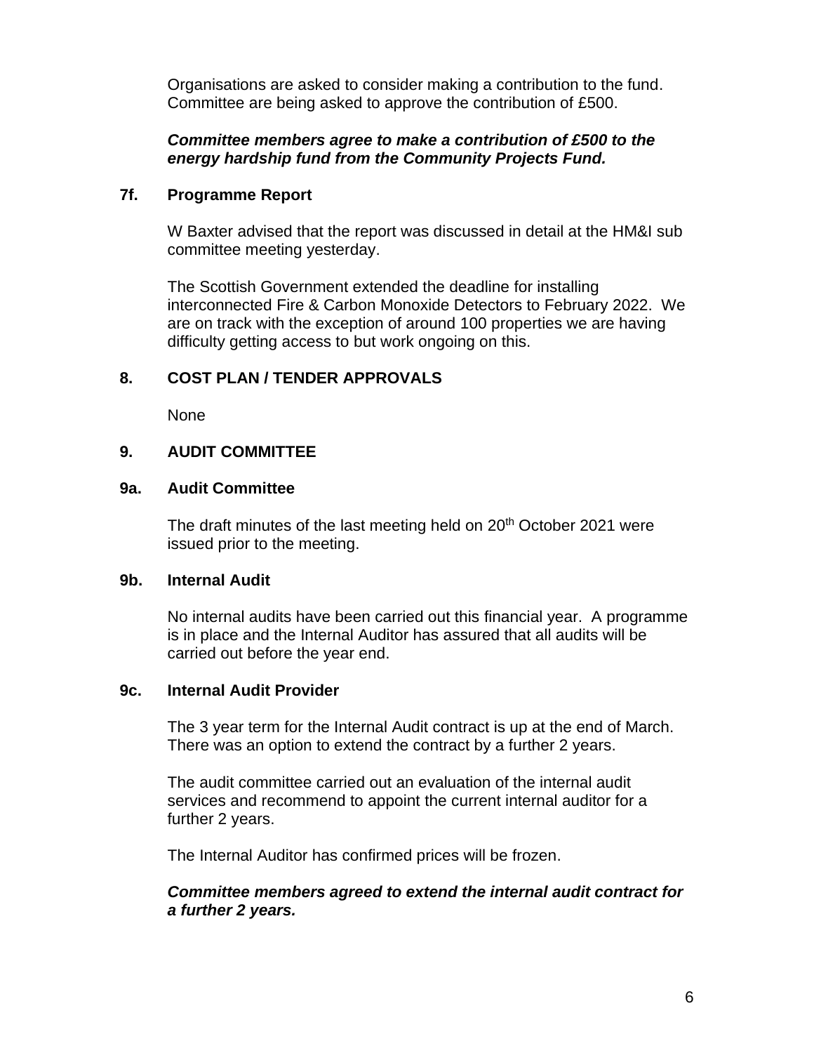Organisations are asked to consider making a contribution to the fund. Committee are being asked to approve the contribution of £500.

***Committee members agree to make a contribution of £500 to the energy hardship fund from the Community Projects Fund.***

### 7f. Programme Report

W Baxter advised that the report was discussed in detail at the HM&I sub committee meeting yesterday.

The Scottish Government extended the deadline for installing interconnected Fire & Carbon Monoxide Detectors to February 2022. We are on track with the exception of around 100 properties we are having difficulty getting access to but work ongoing on this.

## 8. COST PLAN / TENDER APPROVALS

None

## 9. AUDIT COMMITTEE

### 9a. Audit Committee

The draft minutes of the last meeting held on 20th October 2021 were issued prior to the meeting.

### 9b. Internal Audit

No internal audits have been carried out this financial year. A programme is in place and the Internal Auditor has assured that all audits will be carried out before the year end.

### 9c. Internal Audit Provider

The 3 year term for the Internal Audit contract is up at the end of March. There was an option to extend the contract by a further 2 years.

The audit committee carried out an evaluation of the internal audit services and recommend to appoint the current internal auditor for a further 2 years.

The Internal Auditor has confirmed prices will be frozen.

***Committee members agreed to extend the internal audit contract for a further 2 years.***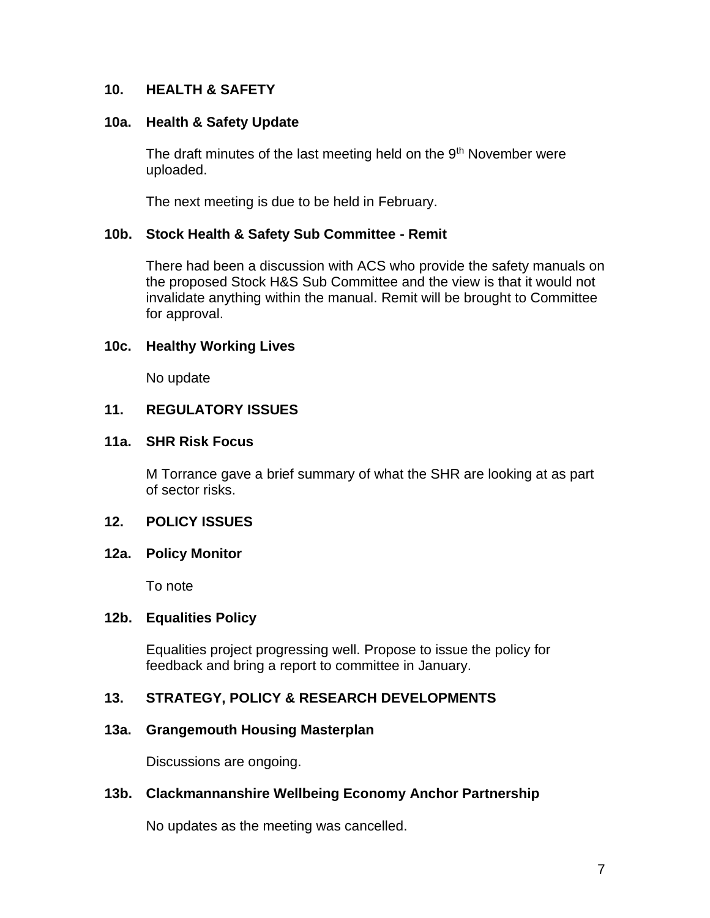## 10. HEALTH & SAFETY

### 10a. Health & Safety Update

The draft minutes of the last meeting held on the 9th November were uploaded.

The next meeting is due to be held in February.

### 10b. Stock Health & Safety Sub Committee - Remit

There had been a discussion with ACS who provide the safety manuals on the proposed Stock H&S Sub Committee and the view is that it would not invalidate anything within the manual. Remit will be brought to Committee for approval.

### 10c. Healthy Working Lives

No update

## 11. REGULATORY ISSUES

### 11a. SHR Risk Focus

M Torrance gave a brief summary of what the SHR are looking at as part of sector risks.

## 12. POLICY ISSUES

### 12a. Policy Monitor

To note

### 12b. Equalities Policy

Equalities project progressing well. Propose to issue the policy for feedback and bring a report to committee in January.

## 13. STRATEGY, POLICY & RESEARCH DEVELOPMENTS

### 13a. Grangemouth Housing Masterplan

Discussions are ongoing.

### 13b. Clackmannanshire Wellbeing Economy Anchor Partnership

No updates as the meeting was cancelled.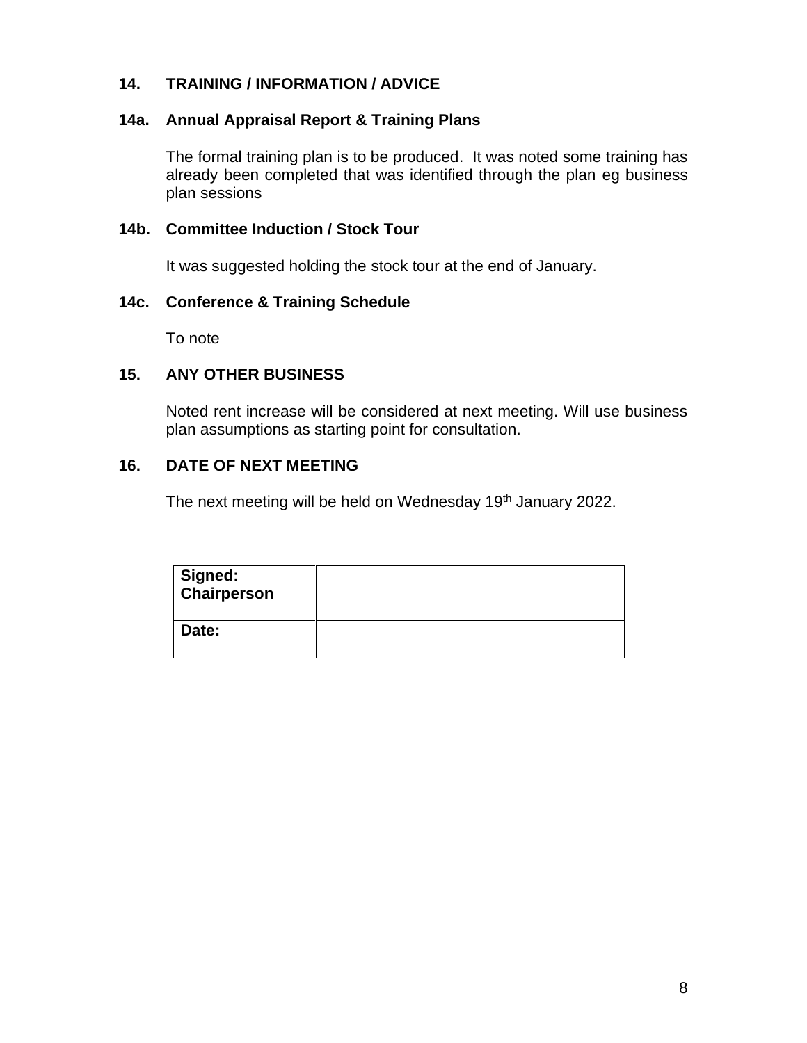## 14. TRAINING / INFORMATION / ADVICE

### 14a. Annual Appraisal Report & Training Plans

The formal training plan is to be produced. It was noted some training has already been completed that was identified through the plan eg business plan sessions

### 14b. Committee Induction / Stock Tour

It was suggested holding the stock tour at the end of January.

### 14c. Conference & Training Schedule

To note

## 15. ANY OTHER BUSINESS

Noted rent increase will be considered at next meeting. Will use business plan assumptions as starting point for consultation.

## 16. DATE OF NEXT MEETING

The next meeting will be held on Wednesday 19th January 2022.

| | |
|---|---|
| **Signed: Chairperson** | |
| **Date:** | |